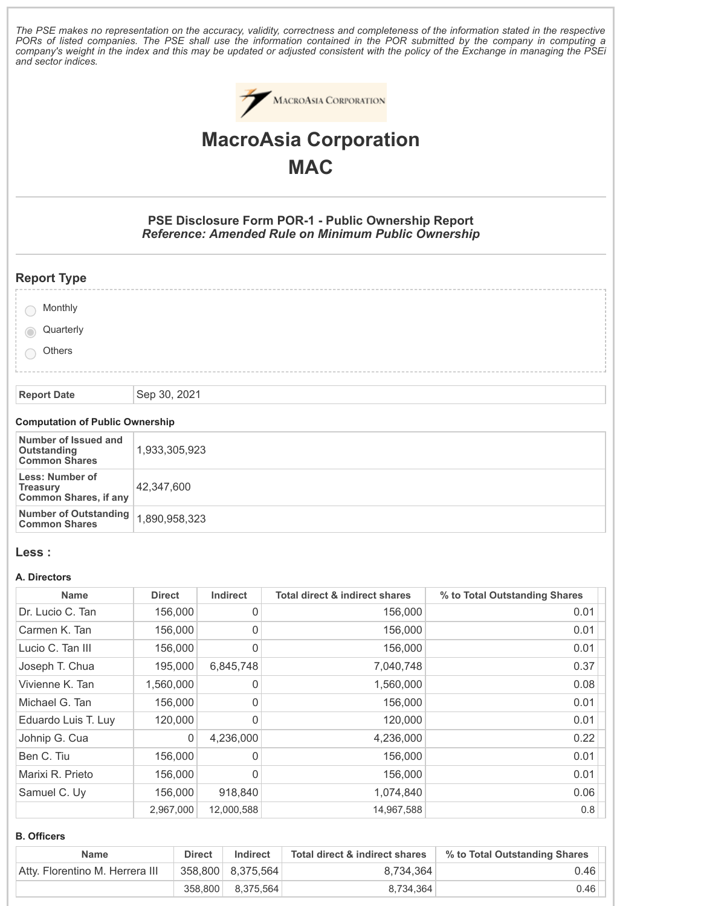*The PSE makes no representation on the accuracy, validity, correctness and completeness of the information stated in the respective PORs of listed companies. The PSE shall use the information contained in the POR submitted by the company in computing a company's weight in the index and this may be updated or adjusted consistent with the policy of the Exchange in managing the PSEi and sector indices.*

# MacroAsia Corporation
# MAC

## PSE Disclosure Form POR-1 - Public Ownership Report
### *Reference: Amended Rule on Minimum Public Ownership*

## Report Type

- Monthly
- Quarterly (selected)
- Others

| Report Date | Sep 30, 2021 |
|---|---|

### Computation of Public Ownership

| | |
|---|---|
| **Number of Issued and Outstanding Common Shares** | 1,933,305,923 |
| **Less: Number of Treasury Common Shares, if any** | 42,347,600 |
| **Number of Outstanding Common Shares** | 1,890,958,323 |

## Less :

### A. Directors

| Name | Direct | Indirect | Total direct & indirect shares | % to Total Outstanding Shares |
|---|---|---|---|---|
| Dr. Lucio C. Tan | 156,000 | 0 | 156,000 | 0.01 |
| Carmen K. Tan | 156,000 | 0 | 156,000 | 0.01 |
| Lucio C. Tan III | 156,000 | 0 | 156,000 | 0.01 |
| Joseph T. Chua | 195,000 | 6,845,748 | 7,040,748 | 0.37 |
| Vivienne K. Tan | 1,560,000 | 0 | 1,560,000 | 0.08 |
| Michael G. Tan | 156,000 | 0 | 156,000 | 0.01 |
| Eduardo Luis T. Luy | 120,000 | 0 | 120,000 | 0.01 |
| Johnip G. Cua | 0 | 4,236,000 | 4,236,000 | 0.22 |
| Ben C. Tiu | 156,000 | 0 | 156,000 | 0.01 |
| Marixi R. Prieto | 156,000 | 0 | 156,000 | 0.01 |
| Samuel C. Uy | 156,000 | 918,840 | 1,074,840 | 0.06 |
| | 2,967,000 | 12,000,588 | 14,967,588 | 0.8 |

### B. Officers

| Name | Direct | Indirect | Total direct & indirect shares | % to Total Outstanding Shares |
|---|---|---|---|---|
| Atty. Florentino M. Herrera III | 358,800 | 8,375,564 | 8,734,364 | 0.46 |
| | 358,800 | 8,375,564 | 8,734,364 | 0.46 |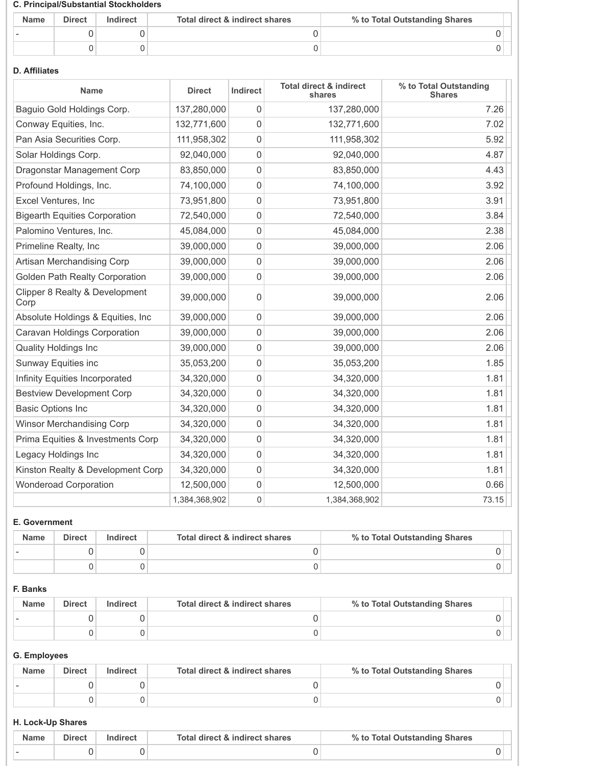### C. Principal/Substantial Stockholders

| Name | Direct | Indirect | Total direct & indirect shares | % to Total Outstanding Shares |
|---|---|---|---|---|
| - | 0 | 0 | 0 | 0 |
| | 0 | 0 | 0 | 0 |

### D. Affiliates

| Name | Direct | Indirect | Total direct & indirect shares | % to Total Outstanding Shares |
|---|---|---|---|---|
| Baguio Gold Holdings Corp. | 137,280,000 | 0 | 137,280,000 | 7.26 |
| Conway Equities, Inc. | 132,771,600 | 0 | 132,771,600 | 7.02 |
| Pan Asia Securities Corp. | 111,958,302 | 0 | 111,958,302 | 5.92 |
| Solar Holdings Corp. | 92,040,000 | 0 | 92,040,000 | 4.87 |
| Dragonstar Management Corp | 83,850,000 | 0 | 83,850,000 | 4.43 |
| Profound Holdings, Inc. | 74,100,000 | 0 | 74,100,000 | 3.92 |
| Excel Ventures, Inc | 73,951,800 | 0 | 73,951,800 | 3.91 |
| Bigearth Equities Corporation | 72,540,000 | 0 | 72,540,000 | 3.84 |
| Palomino Ventures, Inc. | 45,084,000 | 0 | 45,084,000 | 2.38 |
| Primeline Realty, Inc | 39,000,000 | 0 | 39,000,000 | 2.06 |
| Artisan Merchandising Corp | 39,000,000 | 0 | 39,000,000 | 2.06 |
| Golden Path Realty Corporation | 39,000,000 | 0 | 39,000,000 | 2.06 |
| Clipper 8 Realty & Development Corp | 39,000,000 | 0 | 39,000,000 | 2.06 |
| Absolute Holdings & Equities, Inc | 39,000,000 | 0 | 39,000,000 | 2.06 |
| Caravan Holdings Corporation | 39,000,000 | 0 | 39,000,000 | 2.06 |
| Quality Holdings Inc | 39,000,000 | 0 | 39,000,000 | 2.06 |
| Sunway Equities inc | 35,053,200 | 0 | 35,053,200 | 1.85 |
| Infinity Equities Incorporated | 34,320,000 | 0 | 34,320,000 | 1.81 |
| Bestview Development Corp | 34,320,000 | 0 | 34,320,000 | 1.81 |
| Basic Options Inc | 34,320,000 | 0 | 34,320,000 | 1.81 |
| Winsor Merchandising Corp | 34,320,000 | 0 | 34,320,000 | 1.81 |
| Prima Equities & Investments Corp | 34,320,000 | 0 | 34,320,000 | 1.81 |
| Legacy Holdings Inc | 34,320,000 | 0 | 34,320,000 | 1.81 |
| Kinston Realty & Development Corp | 34,320,000 | 0 | 34,320,000 | 1.81 |
| Wonderoad Corporation | 12,500,000 | 0 | 12,500,000 | 0.66 |
| | 1,384,368,902 | 0 | 1,384,368,902 | 73.15 |

### E. Government

| Name | Direct | Indirect | Total direct & indirect shares | % to Total Outstanding Shares |
|---|---|---|---|---|
| - | 0 | 0 | 0 | 0 |
| | 0 | 0 | 0 | 0 |

### F. Banks

| Name | Direct | Indirect | Total direct & indirect shares | % to Total Outstanding Shares |
|---|---|---|---|---|
| - | 0 | 0 | 0 | 0 |
| | 0 | 0 | 0 | 0 |

### G. Employees

| Name | Direct | Indirect | Total direct & indirect shares | % to Total Outstanding Shares |
|---|---|---|---|---|
| - | 0 | 0 | 0 | 0 |
| | 0 | 0 | 0 | 0 |

### H. Lock-Up Shares

| Name | Direct | Indirect | Total direct & indirect shares | % to Total Outstanding Shares |
|---|---|---|---|---|
| - | 0 | 0 | 0 | 0 |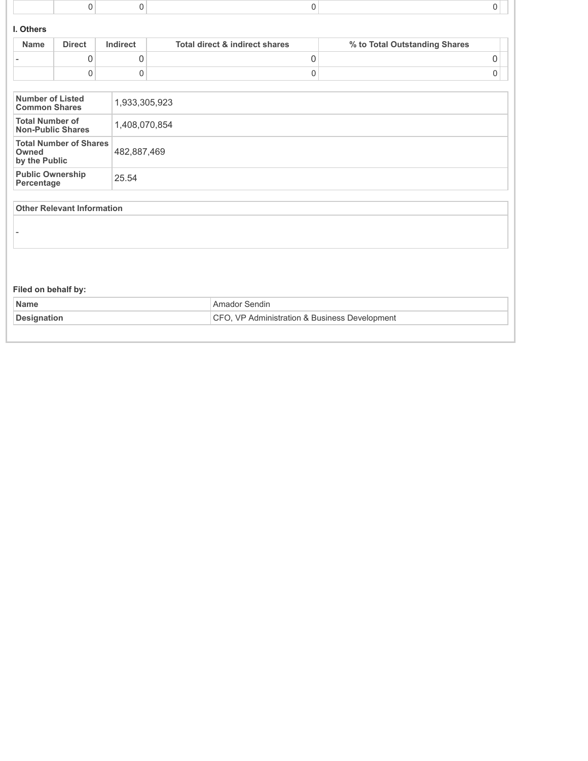| | | | | |
|---|---|---|---|---|
| | 0 | 0 | 0 | 0 |

**I. Others**

| Name | Direct | Indirect | Total direct & indirect shares | % to Total Outstanding Shares |
|---|---|---|---|---|
| - | 0 | 0 | 0 | 0 |
| | 0 | 0 | 0 | 0 |

| | |
|---|---|
| **Number of Listed Common Shares** | 1,933,305,923 |
| **Total Number of Non-Public Shares** | 1,408,070,854 |
| **Total Number of Shares Owned by the Public** | 482,887,469 |
| **Public Ownership Percentage** | 25.54 |

| Other Relevant Information |
|---|
| - |

**Filed on behalf by:**

| | |
|---|---|
| **Name** | Amador Sendin |
| **Designation** | CFO, VP Administration & Business Development |